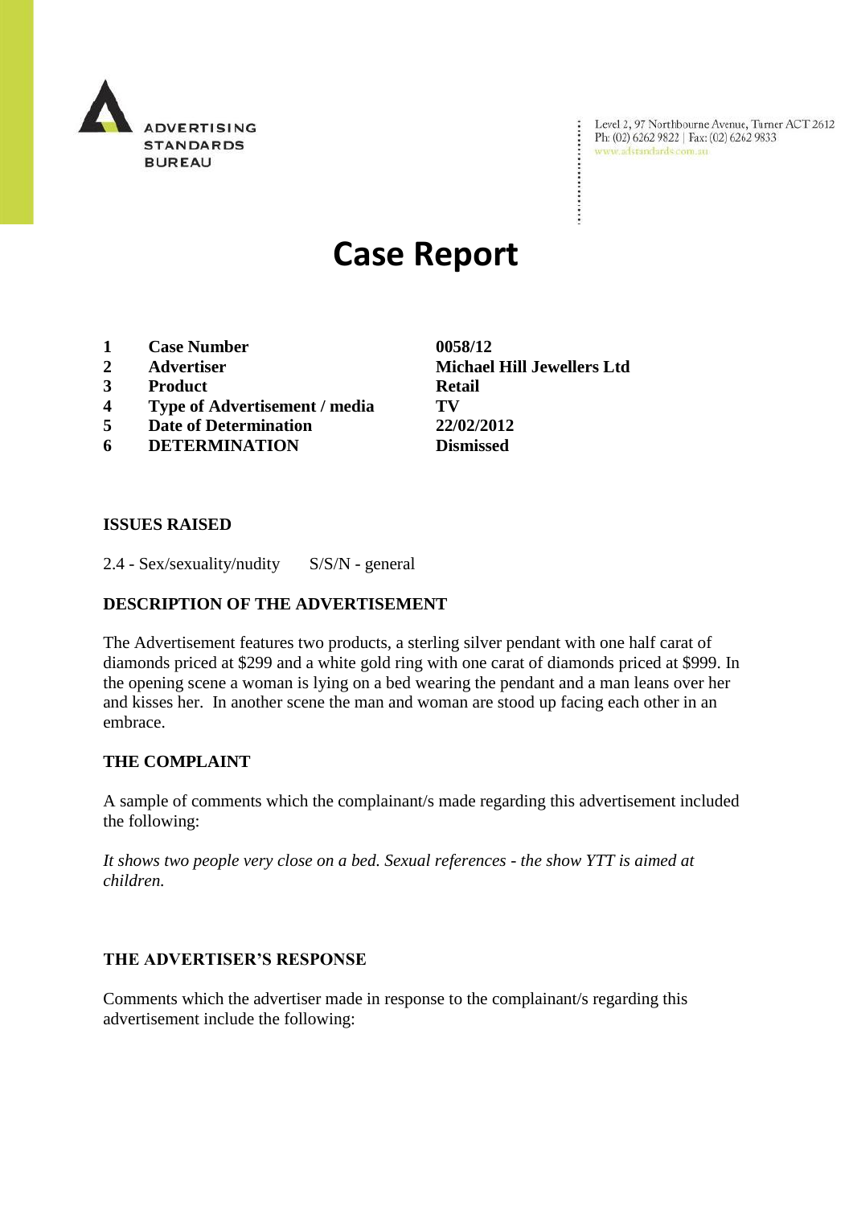ADVERTISING STANDARDS BUREAU

Level 2, 97 Northbourne Avenue, Turner ACT 2612
Ph: (02) 6262 9822 | Fax: (02) 6262 9833
www.adstandards.com.au

# Case Report

| | | |
|---|---|---|
| **1** | **Case Number** | **0058/12** |
| **2** | **Advertiser** | **Michael Hill Jewellers Ltd** |
| **3** | **Product** | **Retail** |
| **4** | **Type of Advertisement / media** | **TV** |
| **5** | **Date of Determination** | **22/02/2012** |
| **6** | **DETERMINATION** | **Dismissed** |

## ISSUES RAISED

2.4 - Sex/sexuality/nudity S/S/N - general

## DESCRIPTION OF THE ADVERTISEMENT

The Advertisement features two products, a sterling silver pendant with one half carat of diamonds priced at $299 and a white gold ring with one carat of diamonds priced at $999. In the opening scene a woman is lying on a bed wearing the pendant and a man leans over her and kisses her. In another scene the man and woman are stood up facing each other in an embrace.

## THE COMPLAINT

A sample of comments which the complainant/s made regarding this advertisement included the following:

*It shows two people very close on a bed. Sexual references - the show YTT is aimed at children.*

## THE ADVERTISER'S RESPONSE

Comments which the advertiser made in response to the complainant/s regarding this advertisement include the following: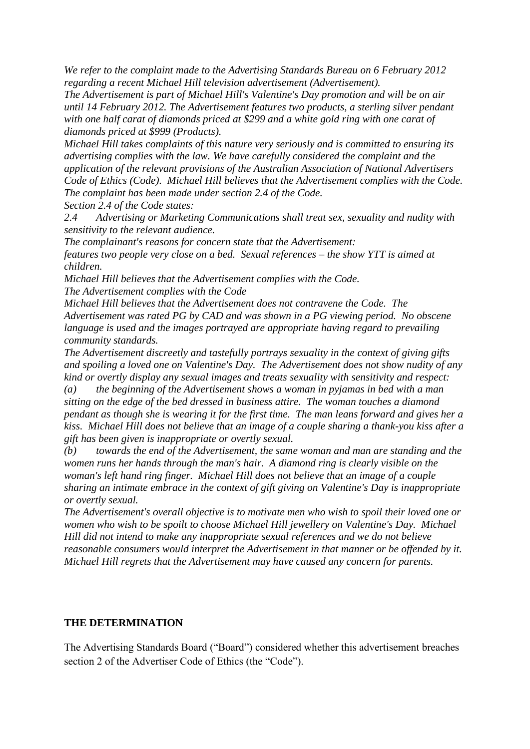*We refer to the complaint made to the Advertising Standards Bureau on 6 February 2012 regarding a recent Michael Hill television advertisement (Advertisement).*

*The Advertisement is part of Michael Hill's Valentine's Day promotion and will be on air until 14 February 2012. The Advertisement features two products, a sterling silver pendant with one half carat of diamonds priced at $299 and a white gold ring with one carat of diamonds priced at $999 (Products).*

*Michael Hill takes complaints of this nature very seriously and is committed to ensuring its advertising complies with the law. We have carefully considered the complaint and the application of the relevant provisions of the Australian Association of National Advertisers Code of Ethics (Code). Michael Hill believes that the Advertisement complies with the Code. The complaint has been made under section 2.4 of the Code.*

*Section 2.4 of the Code states:*

*2.4 Advertising or Marketing Communications shall treat sex, sexuality and nudity with sensitivity to the relevant audience.*

*The complainant's reasons for concern state that the Advertisement:*

*features two people very close on a bed. Sexual references – the show YTT is aimed at children.*

*Michael Hill believes that the Advertisement complies with the Code.*

*The Advertisement complies with the Code*

*Michael Hill believes that the Advertisement does not contravene the Code. The Advertisement was rated PG by CAD and was shown in a PG viewing period. No obscene language is used and the images portrayed are appropriate having regard to prevailing community standards.*

*The Advertisement discreetly and tastefully portrays sexuality in the context of giving gifts and spoiling a loved one on Valentine's Day. The Advertisement does not show nudity of any kind or overtly display any sexual images and treats sexuality with sensitivity and respect:*

*(a) the beginning of the Advertisement shows a woman in pyjamas in bed with a man sitting on the edge of the bed dressed in business attire. The woman touches a diamond pendant as though she is wearing it for the first time. The man leans forward and gives her a kiss. Michael Hill does not believe that an image of a couple sharing a thank-you kiss after a gift has been given is inappropriate or overtly sexual.*

*(b) towards the end of the Advertisement, the same woman and man are standing and the women runs her hands through the man's hair. A diamond ring is clearly visible on the woman's left hand ring finger. Michael Hill does not believe that an image of a couple sharing an intimate embrace in the context of gift giving on Valentine's Day is inappropriate or overtly sexual.*

*The Advertisement's overall objective is to motivate men who wish to spoil their loved one or women who wish to be spoilt to choose Michael Hill jewellery on Valentine's Day. Michael Hill did not intend to make any inappropriate sexual references and we do not believe reasonable consumers would interpret the Advertisement in that manner or be offended by it. Michael Hill regrets that the Advertisement may have caused any concern for parents.*

## THE DETERMINATION

The Advertising Standards Board ("Board") considered whether this advertisement breaches section 2 of the Advertiser Code of Ethics (the "Code").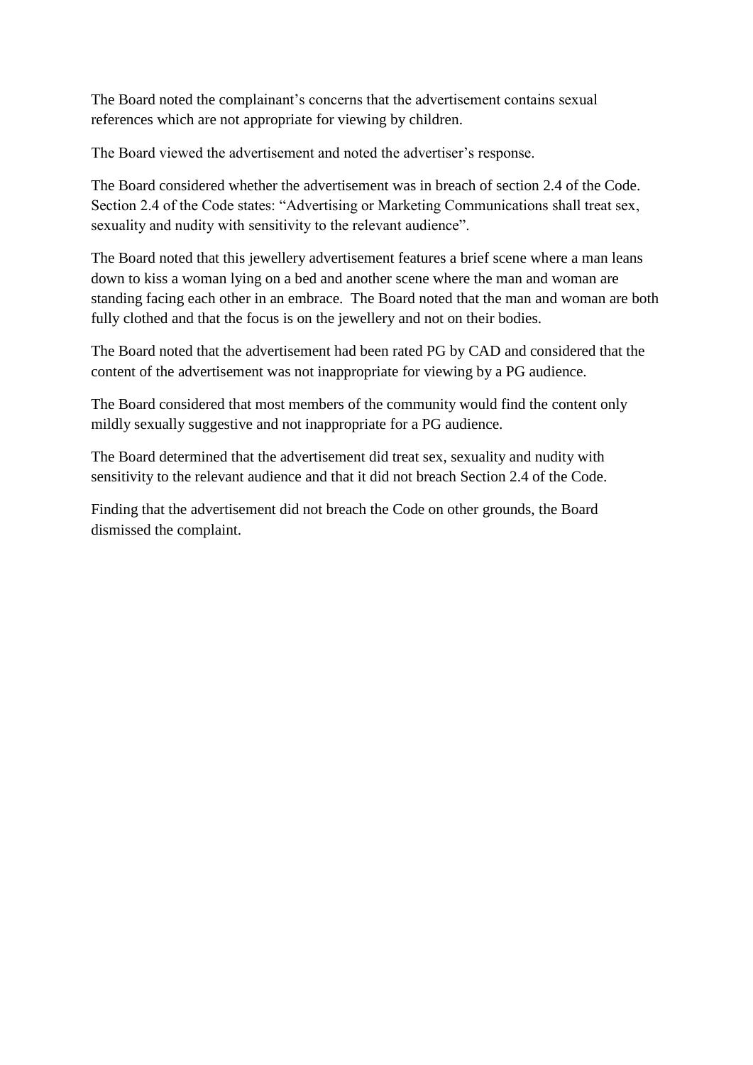The Board noted the complainant's concerns that the advertisement contains sexual references which are not appropriate for viewing by children.

The Board viewed the advertisement and noted the advertiser's response.

The Board considered whether the advertisement was in breach of section 2.4 of the Code. Section 2.4 of the Code states: "Advertising or Marketing Communications shall treat sex, sexuality and nudity with sensitivity to the relevant audience".

The Board noted that this jewellery advertisement features a brief scene where a man leans down to kiss a woman lying on a bed and another scene where the man and woman are standing facing each other in an embrace. The Board noted that the man and woman are both fully clothed and that the focus is on the jewellery and not on their bodies.

The Board noted that the advertisement had been rated PG by CAD and considered that the content of the advertisement was not inappropriate for viewing by a PG audience.

The Board considered that most members of the community would find the content only mildly sexually suggestive and not inappropriate for a PG audience.

The Board determined that the advertisement did treat sex, sexuality and nudity with sensitivity to the relevant audience and that it did not breach Section 2.4 of the Code.

Finding that the advertisement did not breach the Code on other grounds, the Board dismissed the complaint.